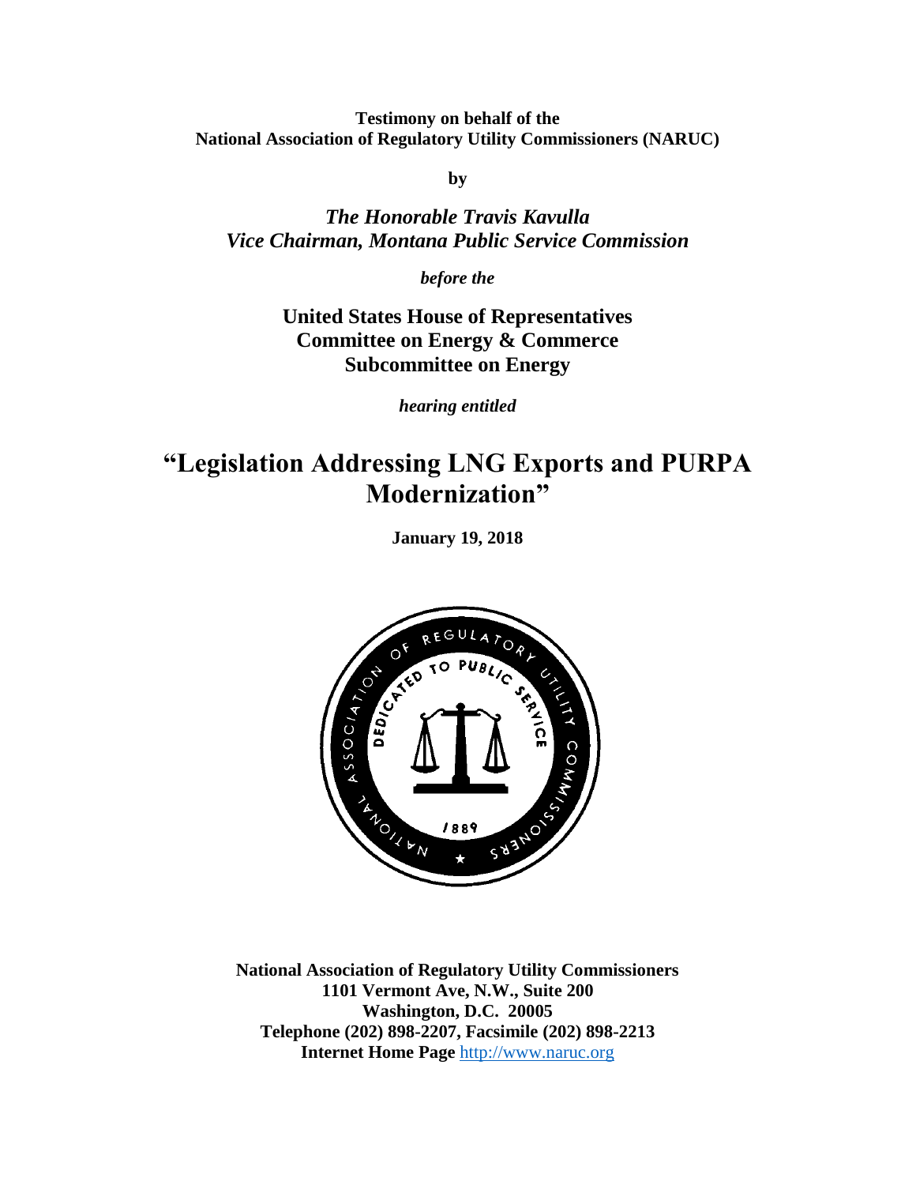**Testimony on behalf of the**
**National Association of Regulatory Utility Commissioners (NARUC)**

**by**

***The Honorable Travis Kavulla***
***Vice Chairman, Montana Public Service Commission***

***before the***

**United States House of Representatives**
**Committee on Energy & Commerce**
**Subcommittee on Energy**

***hearing entitled***

# "Legislation Addressing LNG Exports and PURPA Modernization"

**January 19, 2018**

**National Association of Regulatory Utility Commissioners**
**1101 Vermont Ave, N.W., Suite 200**
**Washington, D.C. 20005**
**Telephone (202) 898-2207, Facsimile (202) 898-2213**
**Internet Home Page** http://www.naruc.org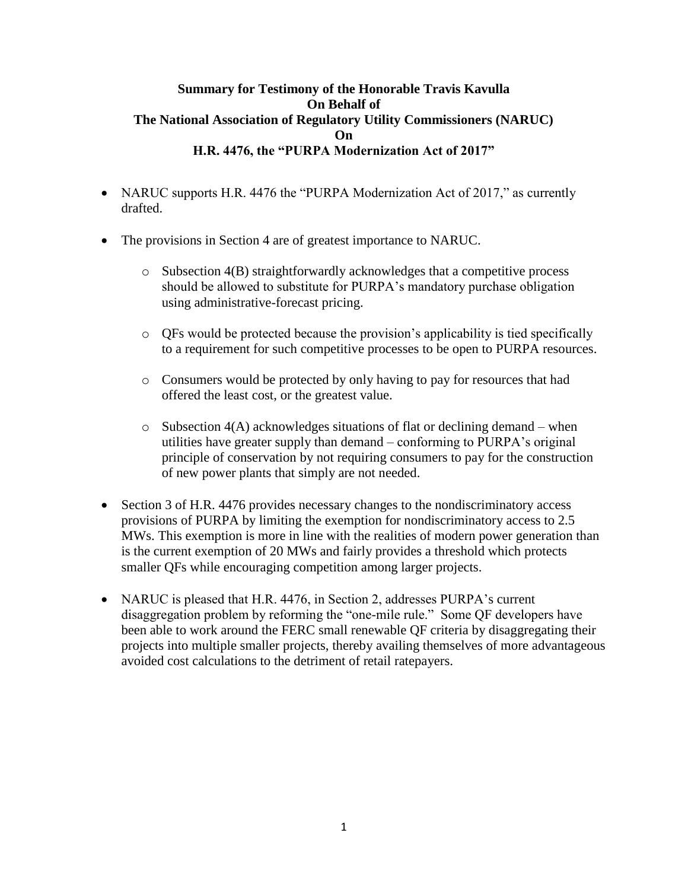**Summary for Testimony of the Honorable Travis Kavulla**
**On Behalf of**
**The National Association of Regulatory Utility Commissioners (NARUC)**
**On**
**H.R. 4476, the "PURPA Modernization Act of 2017"**

- NARUC supports H.R. 4476 the "PURPA Modernization Act of 2017," as currently drafted.
- The provisions in Section 4 are of greatest importance to NARUC.
  - Subsection 4(B) straightforwardly acknowledges that a competitive process should be allowed to substitute for PURPA's mandatory purchase obligation using administrative-forecast pricing.
  - QFs would be protected because the provision's applicability is tied specifically to a requirement for such competitive processes to be open to PURPA resources.
  - Consumers would be protected by only having to pay for resources that had offered the least cost, or the greatest value.
  - Subsection 4(A) acknowledges situations of flat or declining demand – when utilities have greater supply than demand – conforming to PURPA's original principle of conservation by not requiring consumers to pay for the construction of new power plants that simply are not needed.
- Section 3 of H.R. 4476 provides necessary changes to the nondiscriminatory access provisions of PURPA by limiting the exemption for nondiscriminatory access to 2.5 MWs. This exemption is more in line with the realities of modern power generation than is the current exemption of 20 MWs and fairly provides a threshold which protects smaller QFs while encouraging competition among larger projects.
- NARUC is pleased that H.R. 4476, in Section 2, addresses PURPA's current disaggregation problem by reforming the "one-mile rule." Some QF developers have been able to work around the FERC small renewable QF criteria by disaggregating their projects into multiple smaller projects, thereby availing themselves of more advantageous avoided cost calculations to the detriment of retail ratepayers.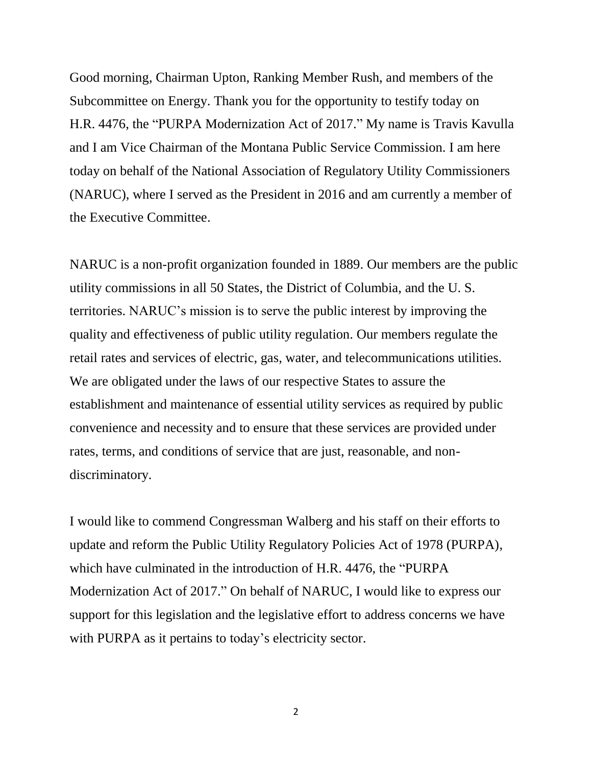Good morning, Chairman Upton, Ranking Member Rush, and members of the Subcommittee on Energy. Thank you for the opportunity to testify today on H.R. 4476, the "PURPA Modernization Act of 2017." My name is Travis Kavulla and I am Vice Chairman of the Montana Public Service Commission. I am here today on behalf of the National Association of Regulatory Utility Commissioners (NARUC), where I served as the President in 2016 and am currently a member of the Executive Committee.

NARUC is a non-profit organization founded in 1889. Our members are the public utility commissions in all 50 States, the District of Columbia, and the U. S. territories. NARUC's mission is to serve the public interest by improving the quality and effectiveness of public utility regulation. Our members regulate the retail rates and services of electric, gas, water, and telecommunications utilities. We are obligated under the laws of our respective States to assure the establishment and maintenance of essential utility services as required by public convenience and necessity and to ensure that these services are provided under rates, terms, and conditions of service that are just, reasonable, and non-discriminatory.

I would like to commend Congressman Walberg and his staff on their efforts to update and reform the Public Utility Regulatory Policies Act of 1978 (PURPA), which have culminated in the introduction of H.R. 4476, the "PURPA Modernization Act of 2017." On behalf of NARUC, I would like to express our support for this legislation and the legislative effort to address concerns we have with PURPA as it pertains to today's electricity sector.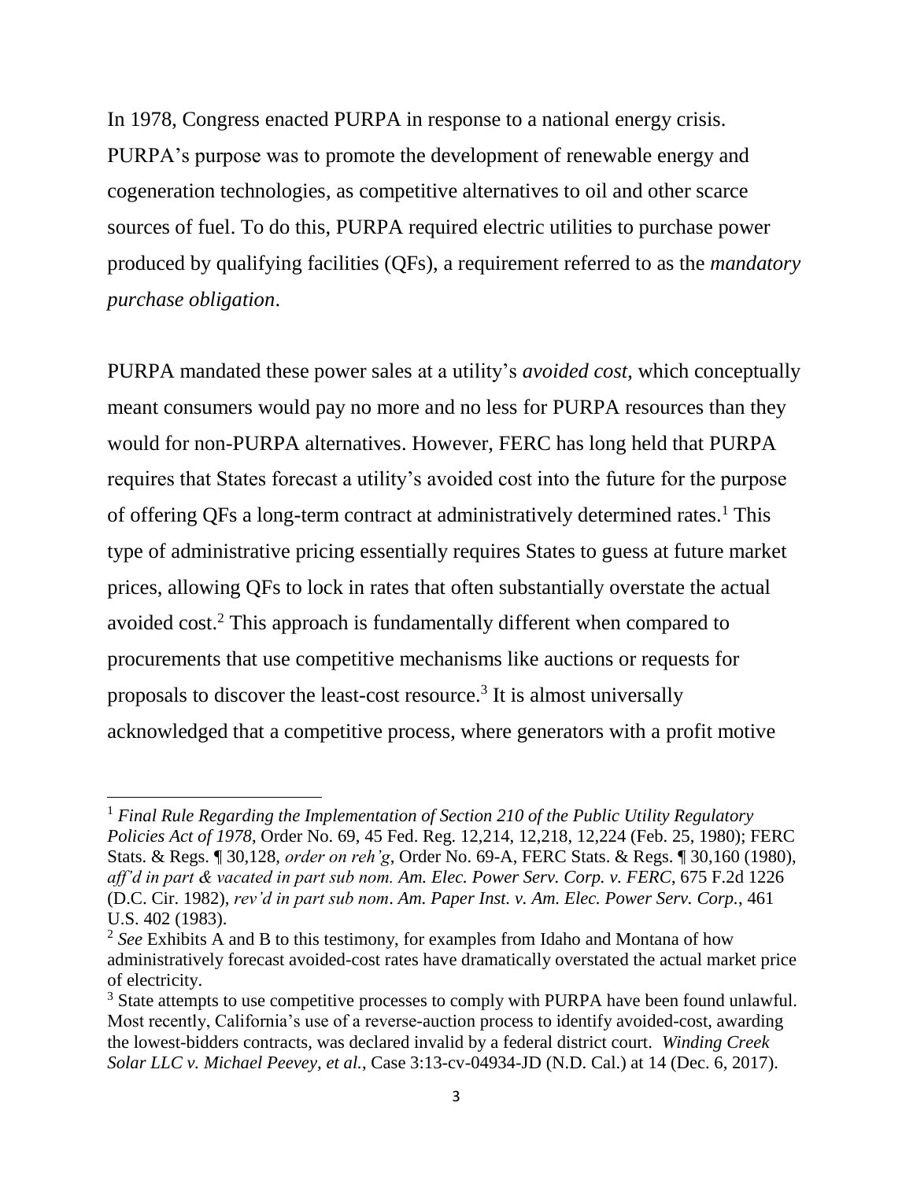In 1978, Congress enacted PURPA in response to a national energy crisis. PURPA's purpose was to promote the development of renewable energy and cogeneration technologies, as competitive alternatives to oil and other scarce sources of fuel. To do this, PURPA required electric utilities to purchase power produced by qualifying facilities (QFs), a requirement referred to as the *mandatory purchase obligation*.

PURPA mandated these power sales at a utility's *avoided cost*, which conceptually meant consumers would pay no more and no less for PURPA resources than they would for non-PURPA alternatives. However, FERC has long held that PURPA requires that States forecast a utility's avoided cost into the future for the purpose of offering QFs a long-term contract at administratively determined rates.[1] This type of administrative pricing essentially requires States to guess at future market prices, allowing QFs to lock in rates that often substantially overstate the actual avoided cost.[2] This approach is fundamentally different when compared to procurements that use competitive mechanisms like auctions or requests for proposals to discover the least-cost resource.[3] It is almost universally acknowledged that a competitive process, where generators with a profit motive

---

[1] *Final Rule Regarding the Implementation of Section 210 of the Public Utility Regulatory Policies Act of 1978*, Order No. 69, 45 Fed. Reg. 12,214, 12,218, 12,224 (Feb. 25, 1980); FERC Stats. & Regs. ¶ 30,128, *order on reh'g*, Order No. 69-A, FERC Stats. & Regs. ¶ 30,160 (1980), *aff'd in part & vacated in part sub nom. Am. Elec. Power Serv. Corp. v. FERC*, 675 F.2d 1226 (D.C. Cir. 1982), *rev'd in part sub nom*. *Am. Paper Inst. v. Am. Elec. Power Serv. Corp.*, 461 U.S. 402 (1983).

[2] *See* Exhibits A and B to this testimony, for examples from Idaho and Montana of how administratively forecast avoided-cost rates have dramatically overstated the actual market price of electricity.

[3] State attempts to use competitive processes to comply with PURPA have been found unlawful. Most recently, California's use of a reverse-auction process to identify avoided-cost, awarding the lowest-bidders contracts, was declared invalid by a federal district court. *Winding Creek Solar LLC v. Michael Peevey, et al.*, Case 3:13-cv-04934-JD (N.D. Cal.) at 14 (Dec. 6, 2017).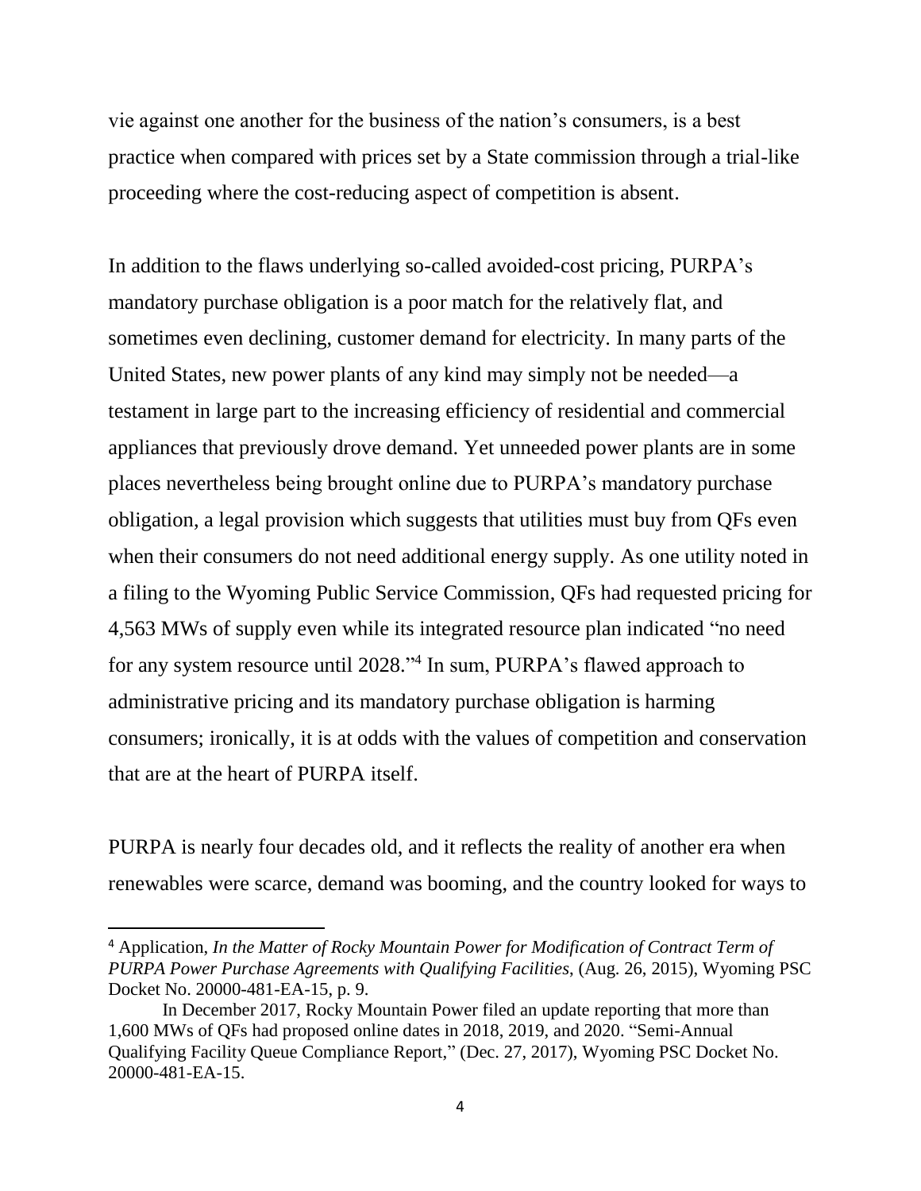vie against one another for the business of the nation's consumers, is a best practice when compared with prices set by a State commission through a trial-like proceeding where the cost-reducing aspect of competition is absent.

In addition to the flaws underlying so-called avoided-cost pricing, PURPA's mandatory purchase obligation is a poor match for the relatively flat, and sometimes even declining, customer demand for electricity. In many parts of the United States, new power plants of any kind may simply not be needed—a testament in large part to the increasing efficiency of residential and commercial appliances that previously drove demand. Yet unneeded power plants are in some places nevertheless being brought online due to PURPA's mandatory purchase obligation, a legal provision which suggests that utilities must buy from QFs even when their consumers do not need additional energy supply. As one utility noted in a filing to the Wyoming Public Service Commission, QFs had requested pricing for 4,563 MWs of supply even while its integrated resource plan indicated "no need for any system resource until 2028."[4] In sum, PURPA's flawed approach to administrative pricing and its mandatory purchase obligation is harming consumers; ironically, it is at odds with the values of competition and conservation that are at the heart of PURPA itself.

PURPA is nearly four decades old, and it reflects the reality of another era when renewables were scarce, demand was booming, and the country looked for ways to

---

[4] Application, *In the Matter of Rocky Mountain Power for Modification of Contract Term of PURPA Power Purchase Agreements with Qualifying Facilities*, (Aug. 26, 2015), Wyoming PSC Docket No. 20000-481-EA-15, p. 9.

In December 2017, Rocky Mountain Power filed an update reporting that more than 1,600 MWs of QFs had proposed online dates in 2018, 2019, and 2020. "Semi-Annual Qualifying Facility Queue Compliance Report," (Dec. 27, 2017), Wyoming PSC Docket No. 20000-481-EA-15.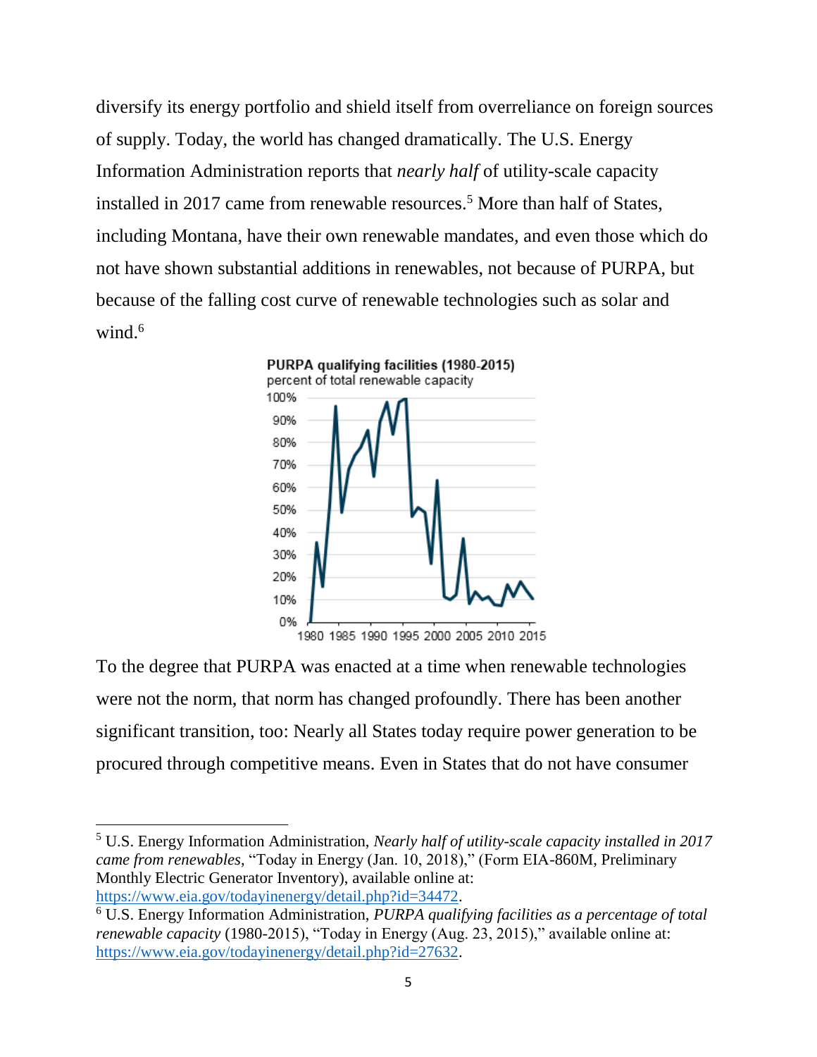diversify its energy portfolio and shield itself from overreliance on foreign sources of supply. Today, the world has changed dramatically. The U.S. Energy Information Administration reports that *nearly half* of utility-scale capacity installed in 2017 came from renewable resources.[5] More than half of States, including Montana, have their own renewable mandates, and even those which do not have shown substantial additions in renewables, not because of PURPA, but because of the falling cost curve of renewable technologies such as solar and wind.[6]

**PURPA qualifying facilities (1980-2015)**
percent of total renewable capacity

100%
90%
80%
70%
60%
50%
40%
30%
20%
10%
0%

1980 1985 1990 1995 2000 2005 2010 2015

To the degree that PURPA was enacted at a time when renewable technologies were not the norm, that norm has changed profoundly. There has been another significant transition, too: Nearly all States today require power generation to be procured through competitive means. Even in States that do not have consumer

---

[5] U.S. Energy Information Administration, *Nearly half of utility-scale capacity installed in 2017 came from renewables*, "Today in Energy (Jan. 10, 2018)," (Form EIA-860M, Preliminary Monthly Electric Generator Inventory), available online at: https://www.eia.gov/todayinenergy/detail.php?id=34472.

[6] U.S. Energy Information Administration, *PURPA qualifying facilities as a percentage of total renewable capacity* (1980-2015), "Today in Energy (Aug. 23, 2015)," available online at: https://www.eia.gov/todayinenergy/detail.php?id=27632.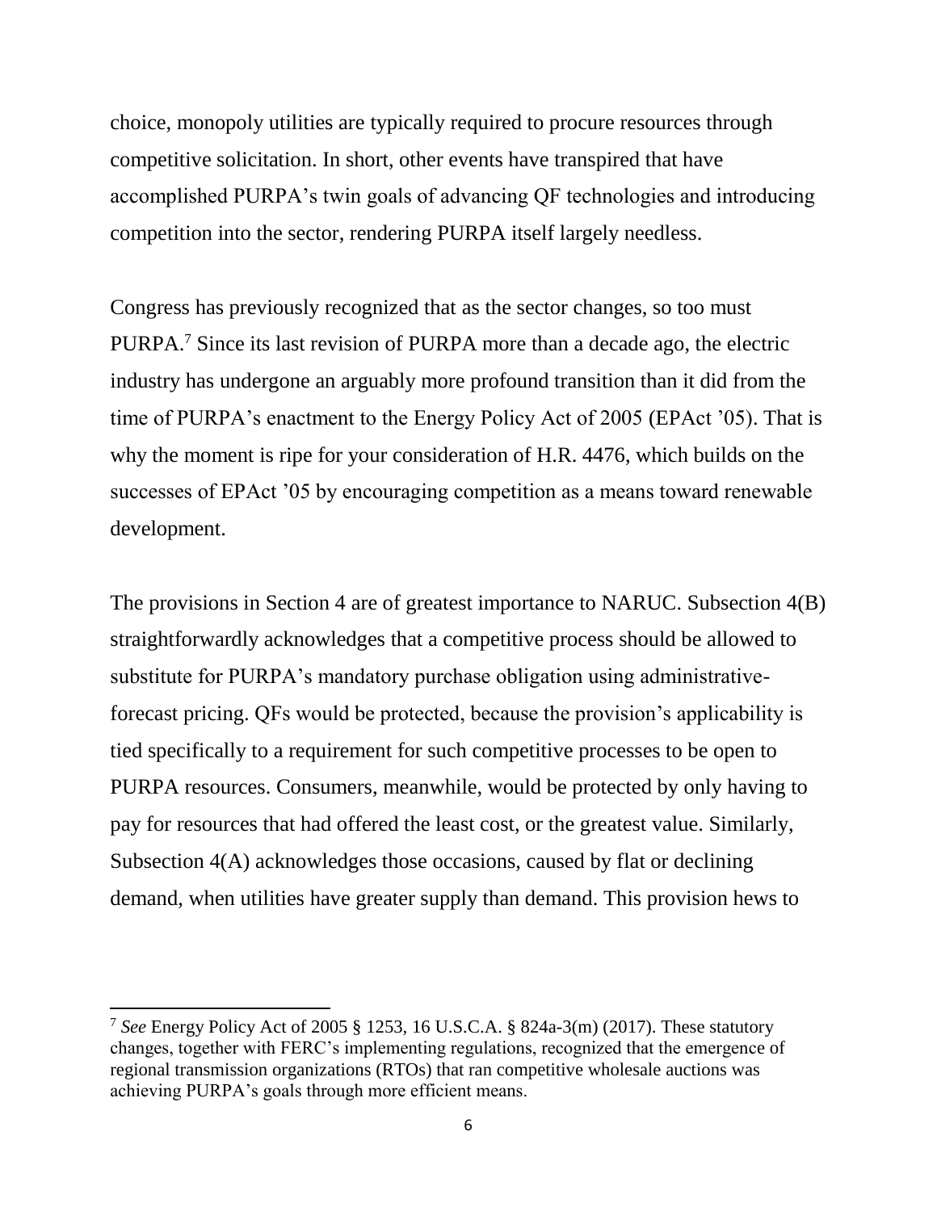choice, monopoly utilities are typically required to procure resources through competitive solicitation. In short, other events have transpired that have accomplished PURPA's twin goals of advancing QF technologies and introducing competition into the sector, rendering PURPA itself largely needless.

Congress has previously recognized that as the sector changes, so too must PURPA.[7] Since its last revision of PURPA more than a decade ago, the electric industry has undergone an arguably more profound transition than it did from the time of PURPA's enactment to the Energy Policy Act of 2005 (EPAct '05). That is why the moment is ripe for your consideration of H.R. 4476, which builds on the successes of EPAct '05 by encouraging competition as a means toward renewable development.

The provisions in Section 4 are of greatest importance to NARUC. Subsection 4(B) straightforwardly acknowledges that a competitive process should be allowed to substitute for PURPA's mandatory purchase obligation using administrative-forecast pricing. QFs would be protected, because the provision's applicability is tied specifically to a requirement for such competitive processes to be open to PURPA resources. Consumers, meanwhile, would be protected by only having to pay for resources that had offered the least cost, or the greatest value. Similarly, Subsection 4(A) acknowledges those occasions, caused by flat or declining demand, when utilities have greater supply than demand. This provision hews to

[7] *See* Energy Policy Act of 2005 § 1253, 16 U.S.C.A. § 824a-3(m) (2017). These statutory changes, together with FERC's implementing regulations, recognized that the emergence of regional transmission organizations (RTOs) that ran competitive wholesale auctions was achieving PURPA's goals through more efficient means.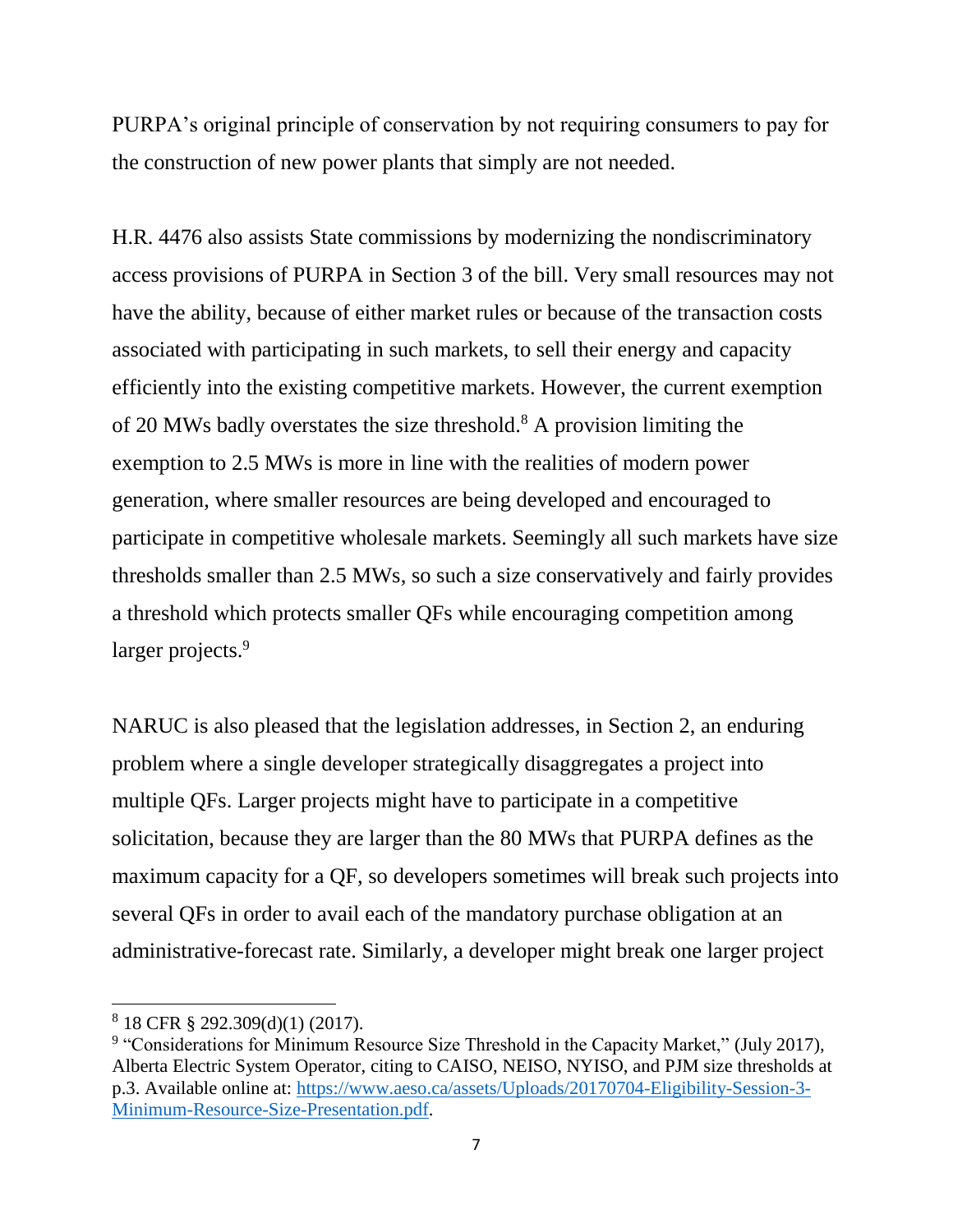PURPA's original principle of conservation by not requiring consumers to pay for the construction of new power plants that simply are not needed.

H.R. 4476 also assists State commissions by modernizing the nondiscriminatory access provisions of PURPA in Section 3 of the bill. Very small resources may not have the ability, because of either market rules or because of the transaction costs associated with participating in such markets, to sell their energy and capacity efficiently into the existing competitive markets. However, the current exemption of 20 MWs badly overstates the size threshold.[8] A provision limiting the exemption to 2.5 MWs is more in line with the realities of modern power generation, where smaller resources are being developed and encouraged to participate in competitive wholesale markets. Seemingly all such markets have size thresholds smaller than 2.5 MWs, so such a size conservatively and fairly provides a threshold which protects smaller QFs while encouraging competition among larger projects.[9]

NARUC is also pleased that the legislation addresses, in Section 2, an enduring problem where a single developer strategically disaggregates a project into multiple QFs. Larger projects might have to participate in a competitive solicitation, because they are larger than the 80 MWs that PURPA defines as the maximum capacity for a QF, so developers sometimes will break such projects into several QFs in order to avail each of the mandatory purchase obligation at an administrative-forecast rate. Similarly, a developer might break one larger project

---

[8] 18 CFR § 292.309(d)(1) (2017).

[9] "Considerations for Minimum Resource Size Threshold in the Capacity Market," (July 2017), Alberta Electric System Operator, citing to CAISO, NEISO, NYISO, and PJM size thresholds at p.3. Available online at: [https://www.aeso.ca/assets/Uploads/20170704-Eligibility-Session-3-Minimum-Resource-Size-Presentation.pdf](https://www.aeso.ca/assets/Uploads/20170704-Eligibility-Session-3-Minimum-Resource-Size-Presentation.pdf).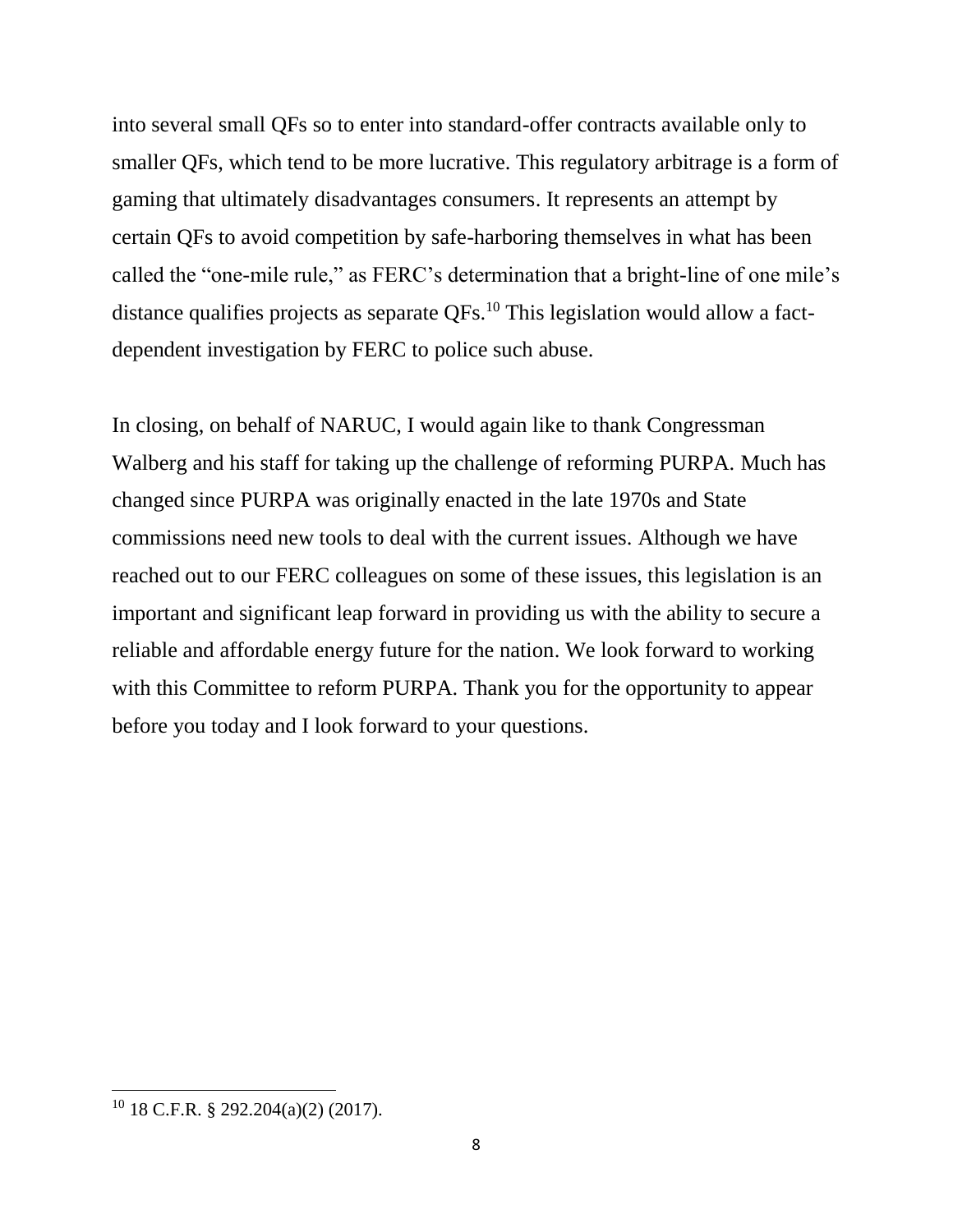into several small QFs so to enter into standard-offer contracts available only to smaller QFs, which tend to be more lucrative. This regulatory arbitrage is a form of gaming that ultimately disadvantages consumers. It represents an attempt by certain QFs to avoid competition by safe-harboring themselves in what has been called the "one-mile rule," as FERC's determination that a bright-line of one mile's distance qualifies projects as separate QFs.[10] This legislation would allow a fact-dependent investigation by FERC to police such abuse.

In closing, on behalf of NARUC, I would again like to thank Congressman Walberg and his staff for taking up the challenge of reforming PURPA. Much has changed since PURPA was originally enacted in the late 1970s and State commissions need new tools to deal with the current issues. Although we have reached out to our FERC colleagues on some of these issues, this legislation is an important and significant leap forward in providing us with the ability to secure a reliable and affordable energy future for the nation. We look forward to working with this Committee to reform PURPA. Thank you for the opportunity to appear before you today and I look forward to your questions.

[10] 18 C.F.R. § 292.204(a)(2) (2017).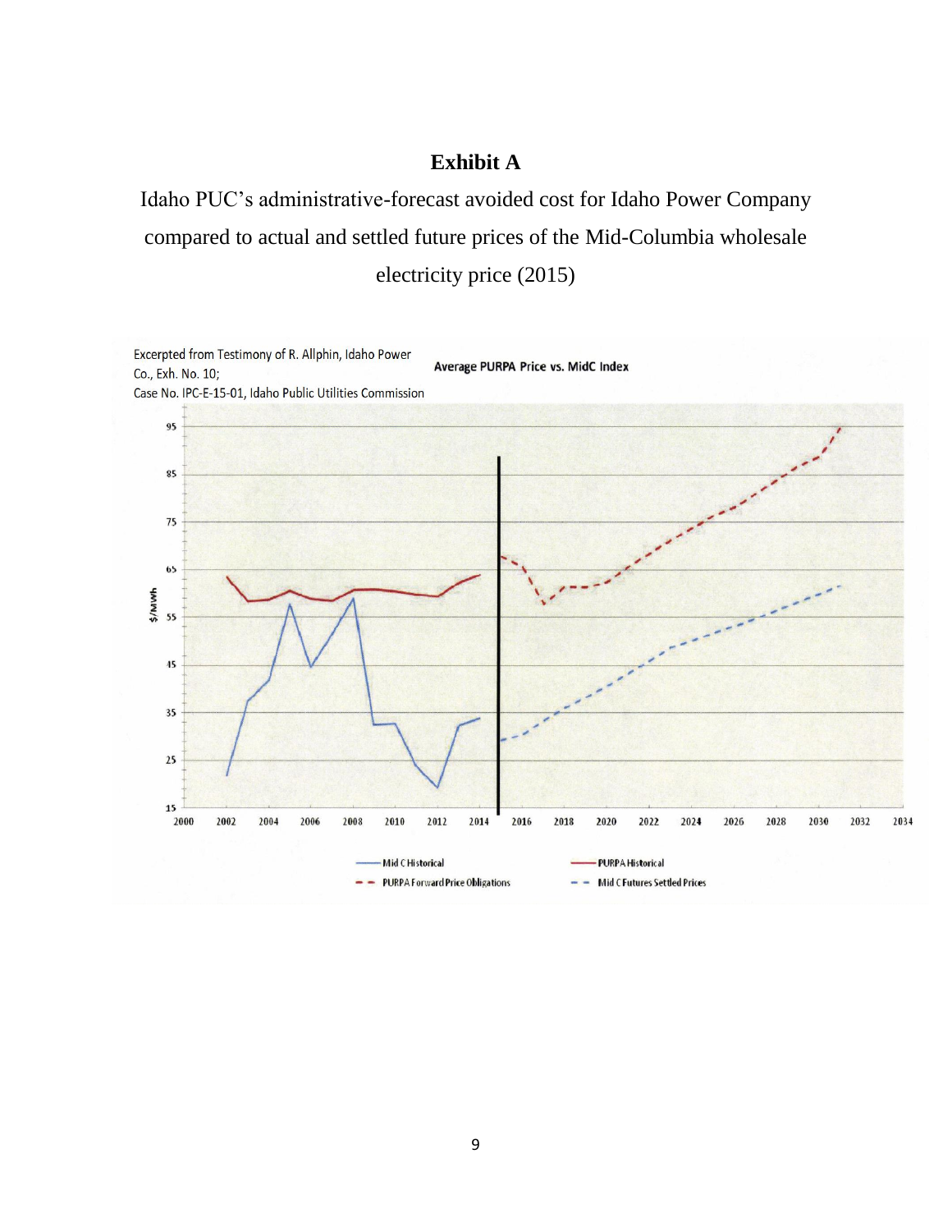# Exhibit A

Idaho PUC's administrative-forecast avoided cost for Idaho Power Company compared to actual and settled future prices of the Mid-Columbia wholesale electricity price (2015)

Excerpted from Testimony of R. Allphin, Idaho Power Co., Exh. No. 10;
Case No. IPC-E-15-01, Idaho Public Utilities Commission

Average PURPA Price vs. MidC Index

$/MWh

95
85
75
65
55
45
35
25
15

2000 2002 2004 2006 2008 2010 2012 2014 2016 2018 2020 2022 2024 2026 2028 2030 2032 2034

Mid C Historical
PURPA Historical
PURPA Forward Price Obligations
Mid C Futures Settled Prices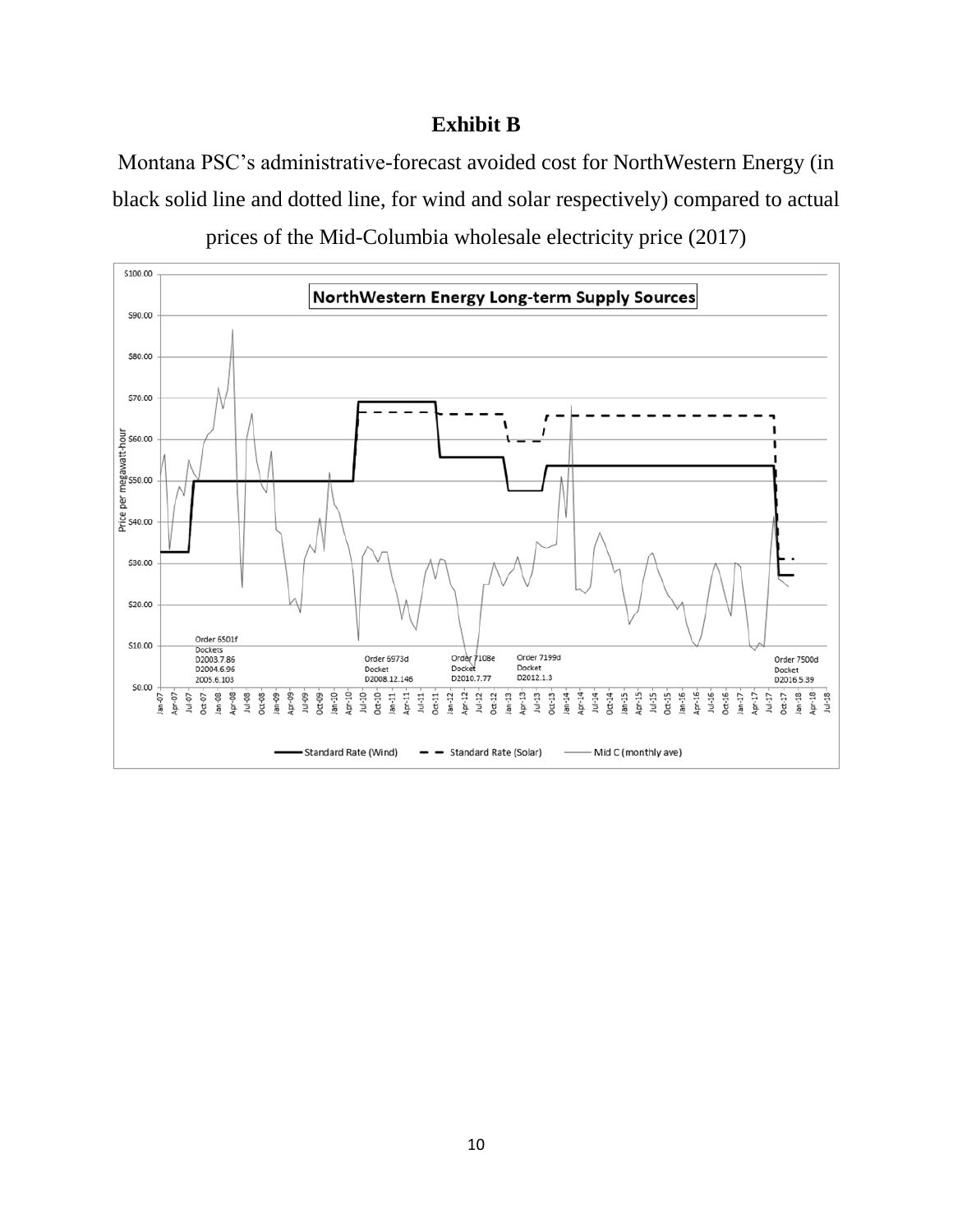# Exhibit B

Montana PSC's administrative-forecast avoided cost for NorthWestern Energy (in black solid line and dotted line, for wind and solar respectively) compared to actual prices of the Mid-Columbia wholesale electricity price (2017)

NorthWestern Energy Long-term Supply Sources

Price per megawatt-hour

$100.00
$90.00
$80.00
$70.00
$60.00
$50.00
$40.00
$30.00
$20.00
$10.00
$0.00

Jan-07, Apr-07, Jul-07, Oct-07, Jan-08, Apr-08, Jul-08, Oct-08, Jan-09, Apr-09, Jul-09, Oct-09, Jan-10, Apr-10, Jul-10, Oct-10, Jan-11, Apr-11, Jul-11, Oct-11, Jan-12, Apr-12, Jul-12, Oct-12, Jan-13, Apr-13, Jul-13, Oct-13, Jan-14, Apr-14, Jul-14, Oct-14, Jan-15, Apr-15, Jul-15, Oct-15, Jan-16, Apr-16, Jul-16, Oct-16, Jan-17, Apr-17, Jul-17, Oct-17, Jan-18, Apr-18, Jul-18

Order 6501f
Dockets
D2003.7.86
D2004.6.96
2005.6.103

Order 6973d
Docket
D2008.12.146

Order 7108e
Docket
D2010.7.77

Order 7199d
Docket
D2012.1.3

Order 7500d
Docket
D2016.5.39

Standard Rate (Wind) — Standard Rate (Solar) — Mid C (monthly ave)